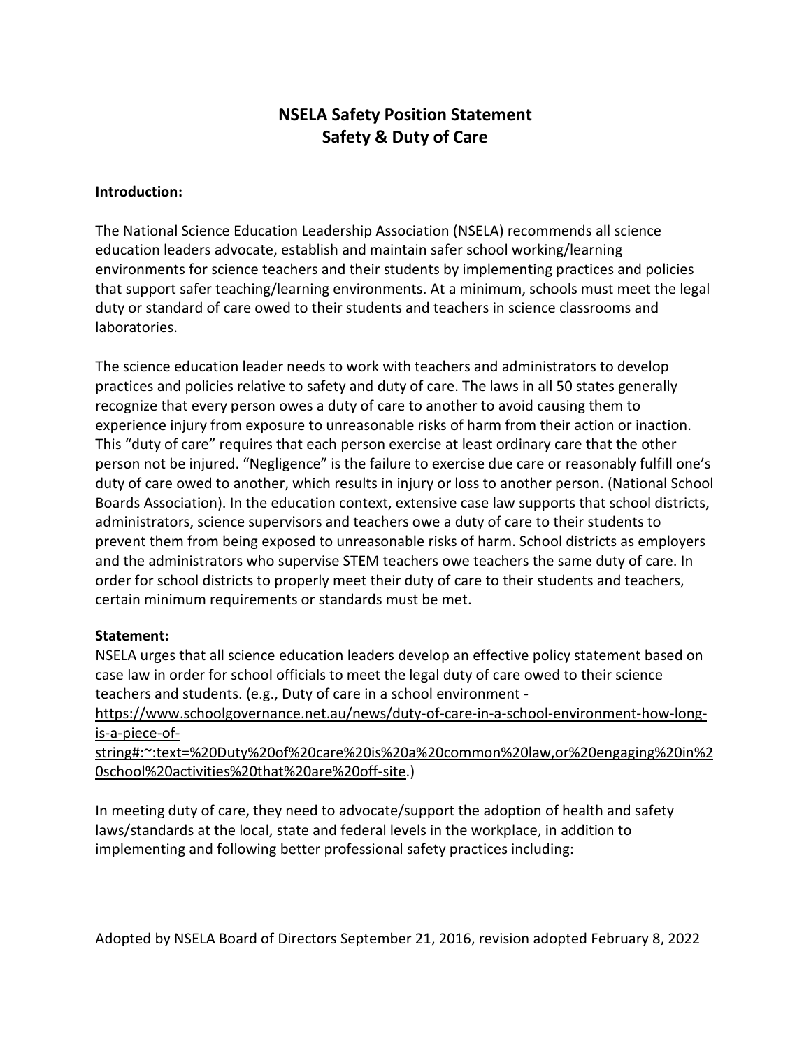# NSELA Safety Position Statement
## Safety & Duty of Care

**Introduction:**

The National Science Education Leadership Association (NSELA) recommends all science education leaders advocate, establish and maintain safer school working/learning environments for science teachers and their students by implementing practices and policies that support safer teaching/learning environments. At a minimum, schools must meet the legal duty or standard of care owed to their students and teachers in science classrooms and laboratories.

The science education leader needs to work with teachers and administrators to develop practices and policies relative to safety and duty of care. The laws in all 50 states generally recognize that every person owes a duty of care to another to avoid causing them to experience injury from exposure to unreasonable risks of harm from their action or inaction. This "duty of care" requires that each person exercise at least ordinary care that the other person not be injured. "Negligence" is the failure to exercise due care or reasonably fulfill one's duty of care owed to another, which results in injury or loss to another person. (National School Boards Association). In the education context, extensive case law supports that school districts, administrators, science supervisors and teachers owe a duty of care to their students to prevent them from being exposed to unreasonable risks of harm. School districts as employers and the administrators who supervise STEM teachers owe teachers the same duty of care. In order for school districts to properly meet their duty of care to their students and teachers, certain minimum requirements or standards must be met.

**Statement:**

NSELA urges that all science education leaders develop an effective policy statement based on case law in order for school officials to meet the legal duty of care owed to their science teachers and students. (e.g., Duty of care in a school environment - https://www.schoolgovernance.net.au/news/duty-of-care-in-a-school-environment-how-long-is-a-piece-of-string#:~:text=%20Duty%20of%20care%20is%20a%20common%20law,or%20engaging%20in%20school%20activities%20that%20are%20off-site.)

In meeting duty of care, they need to advocate/support the adoption of health and safety laws/standards at the local, state and federal levels in the workplace, in addition to implementing and following better professional safety practices including:

Adopted by NSELA Board of Directors September 21, 2016, revision adopted February 8, 2022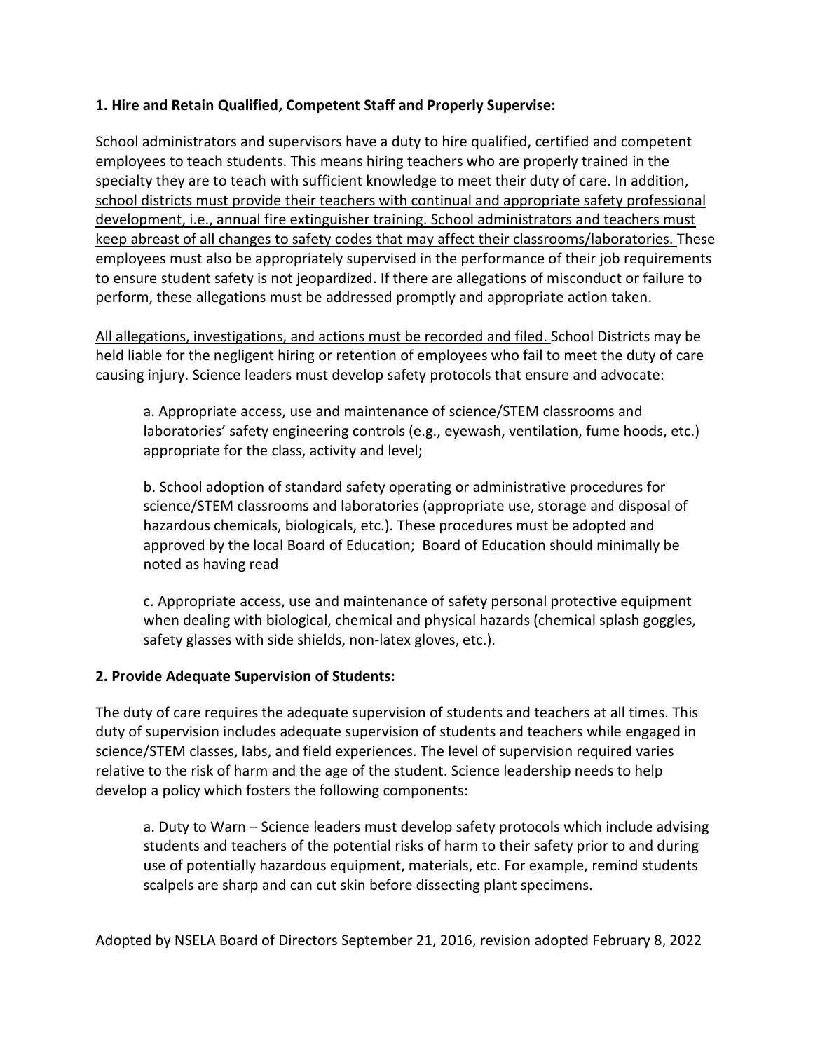**1. Hire and Retain Qualified, Competent Staff and Properly Supervise:**

School administrators and supervisors have a duty to hire qualified, certified and competent employees to teach students. This means hiring teachers who are properly trained in the specialty they are to teach with sufficient knowledge to meet their duty of care. <u>In addition, school districts must provide their teachers with continual and appropriate safety professional development, i.e., annual fire extinguisher training. School administrators and teachers must keep abreast of all changes to safety codes that may affect their classrooms/laboratories.</u> These employees must also be appropriately supervised in the performance of their job requirements to ensure student safety is not jeopardized. If there are allegations of misconduct or failure to perform, these allegations must be addressed promptly and appropriate action taken.

<u>All allegations, investigations, and actions must be recorded and filed.</u> School Districts may be held liable for the negligent hiring or retention of employees who fail to meet the duty of care causing injury. Science leaders must develop safety protocols that ensure and advocate:

a. Appropriate access, use and maintenance of science/STEM classrooms and laboratories' safety engineering controls (e.g., eyewash, ventilation, fume hoods, etc.) appropriate for the class, activity and level;

b. School adoption of standard safety operating or administrative procedures for science/STEM classrooms and laboratories (appropriate use, storage and disposal of hazardous chemicals, biologicals, etc.). These procedures must be adopted and approved by the local Board of Education; Board of Education should minimally be noted as having read

c. Appropriate access, use and maintenance of safety personal protective equipment when dealing with biological, chemical and physical hazards (chemical splash goggles, safety glasses with side shields, non-latex gloves, etc.).

**2. Provide Adequate Supervision of Students:**

The duty of care requires the adequate supervision of students and teachers at all times. This duty of supervision includes adequate supervision of students and teachers while engaged in science/STEM classes, labs, and field experiences. The level of supervision required varies relative to the risk of harm and the age of the student. Science leadership needs to help develop a policy which fosters the following components:

a. Duty to Warn – Science leaders must develop safety protocols which include advising students and teachers of the potential risks of harm to their safety prior to and during use of potentially hazardous equipment, materials, etc. For example, remind students scalpels are sharp and can cut skin before dissecting plant specimens.

Adopted by NSELA Board of Directors September 21, 2016, revision adopted February 8, 2022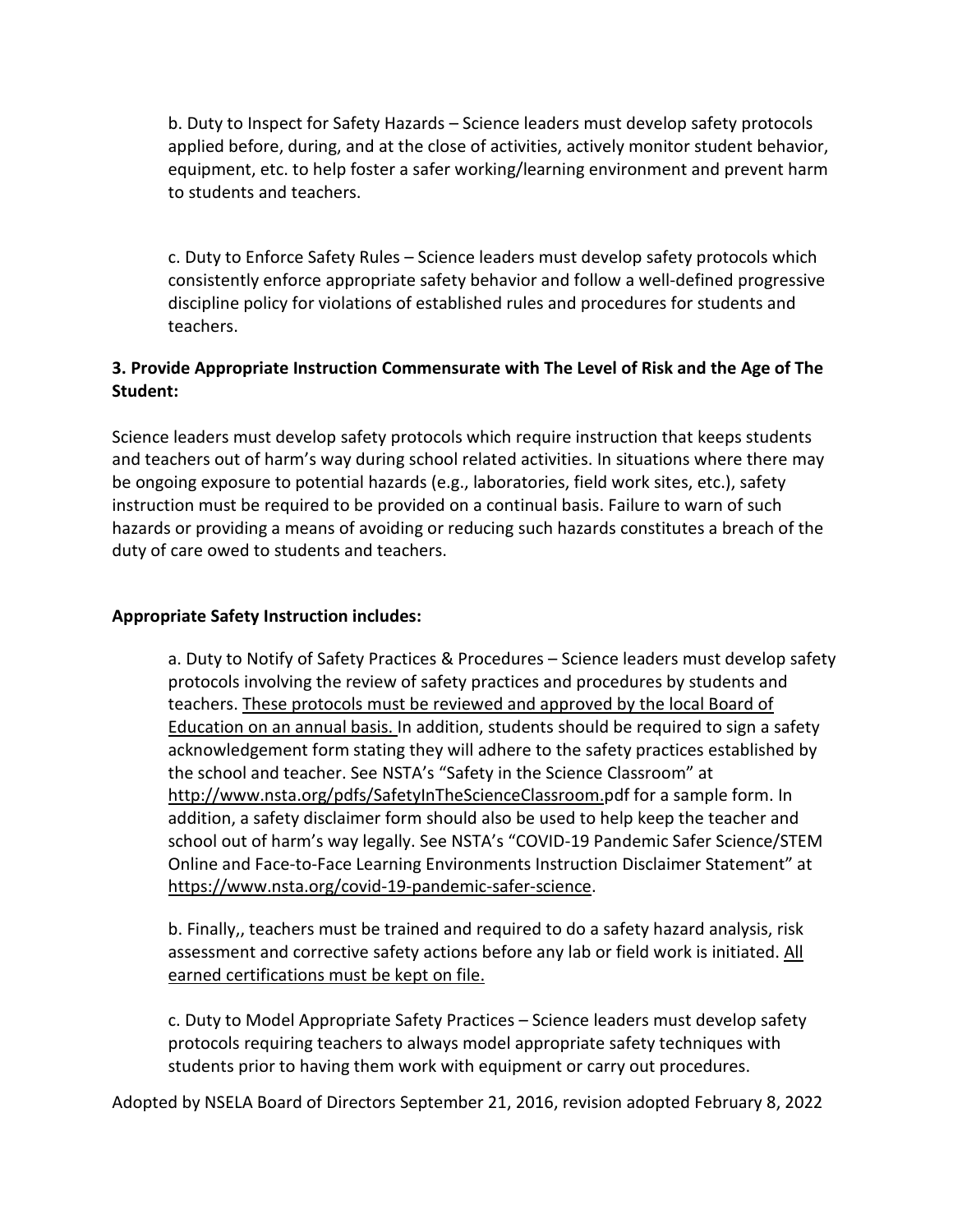b. Duty to Inspect for Safety Hazards – Science leaders must develop safety protocols applied before, during, and at the close of activities, actively monitor student behavior, equipment, etc. to help foster a safer working/learning environment and prevent harm to students and teachers.

c. Duty to Enforce Safety Rules – Science leaders must develop safety protocols which consistently enforce appropriate safety behavior and follow a well-defined progressive discipline policy for violations of established rules and procedures for students and teachers.

**3. Provide Appropriate Instruction Commensurate with The Level of Risk and the Age of The Student:**

Science leaders must develop safety protocols which require instruction that keeps students and teachers out of harm's way during school related activities. In situations where there may be ongoing exposure to potential hazards (e.g., laboratories, field work sites, etc.), safety instruction must be required to be provided on a continual basis. Failure to warn of such hazards or providing a means of avoiding or reducing such hazards constitutes a breach of the duty of care owed to students and teachers.

**Appropriate Safety Instruction includes:**

a. Duty to Notify of Safety Practices & Procedures – Science leaders must develop safety protocols involving the review of safety practices and procedures by students and teachers. <u>These protocols must be reviewed and approved by the local Board of Education on an annual basis.</u> In addition, students should be required to sign a safety acknowledgement form stating they will adhere to the safety practices established by the school and teacher. See NSTA's "Safety in the Science Classroom" at http://www.nsta.org/pdfs/SafetyInTheScienceClassroom.pdf for a sample form. In addition, a safety disclaimer form should also be used to help keep the teacher and school out of harm's way legally. See NSTA's "COVID-19 Pandemic Safer Science/STEM Online and Face-to-Face Learning Environments Instruction Disclaimer Statement" at https://www.nsta.org/covid-19-pandemic-safer-science.

b. Finally,, teachers must be trained and required to do a safety hazard analysis, risk assessment and corrective safety actions before any lab or field work is initiated. <u>All earned certifications must be kept on file.</u>

c. Duty to Model Appropriate Safety Practices – Science leaders must develop safety protocols requiring teachers to always model appropriate safety techniques with students prior to having them work with equipment or carry out procedures.

Adopted by NSELA Board of Directors September 21, 2016, revision adopted February 8, 2022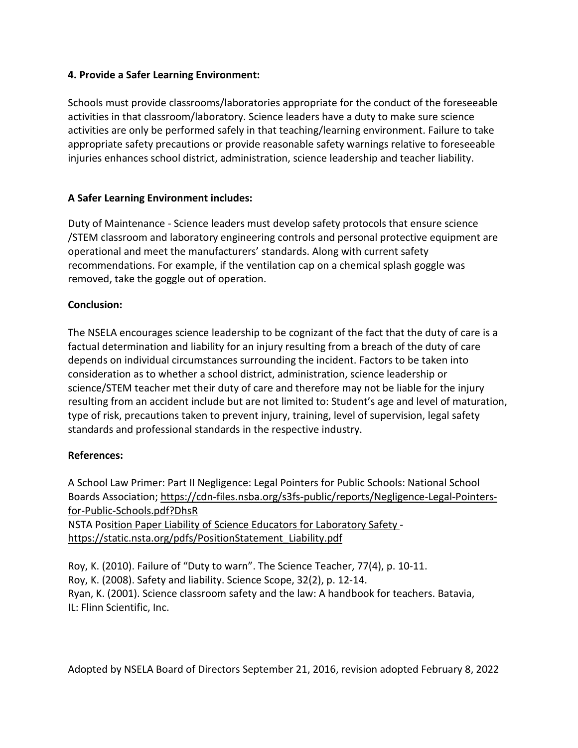**4. Provide a Safer Learning Environment:**

Schools must provide classrooms/laboratories appropriate for the conduct of the foreseeable activities in that classroom/laboratory. Science leaders have a duty to make sure science activities are only be performed safely in that teaching/learning environment. Failure to take appropriate safety precautions or provide reasonable safety warnings relative to foreseeable injuries enhances school district, administration, science leadership and teacher liability.

**A Safer Learning Environment includes:**

Duty of Maintenance - Science leaders must develop safety protocols that ensure science /STEM classroom and laboratory engineering controls and personal protective equipment are operational and meet the manufacturers' standards. Along with current safety recommendations. For example, if the ventilation cap on a chemical splash goggle was removed, take the goggle out of operation.

**Conclusion:**

The NSELA encourages science leadership to be cognizant of the fact that the duty of care is a factual determination and liability for an injury resulting from a breach of the duty of care depends on individual circumstances surrounding the incident. Factors to be taken into consideration as to whether a school district, administration, science leadership or science/STEM teacher met their duty of care and therefore may not be liable for the injury resulting from an accident include but are not limited to: Student's age and level of maturation, type of risk, precautions taken to prevent injury, training, level of supervision, legal safety standards and professional standards in the respective industry.

**References:**

A School Law Primer: Part II Negligence: Legal Pointers for Public Schools: National School Boards Association; https://cdn-files.nsba.org/s3fs-public/reports/Negligence-Legal-Pointers-for-Public-Schools.pdf?DhsR
NSTA Position Paper Liability of Science Educators for Laboratory Safety - https://static.nsta.org/pdfs/PositionStatement_Liability.pdf

Roy, K. (2010). Failure of "Duty to warn". The Science Teacher, 77(4), p. 10-11.
Roy, K. (2008). Safety and liability. Science Scope, 32(2), p. 12-14.
Ryan, K. (2001). Science classroom safety and the law: A handbook for teachers. Batavia, IL: Flinn Scientific, Inc.

Adopted by NSELA Board of Directors September 21, 2016, revision adopted February 8, 2022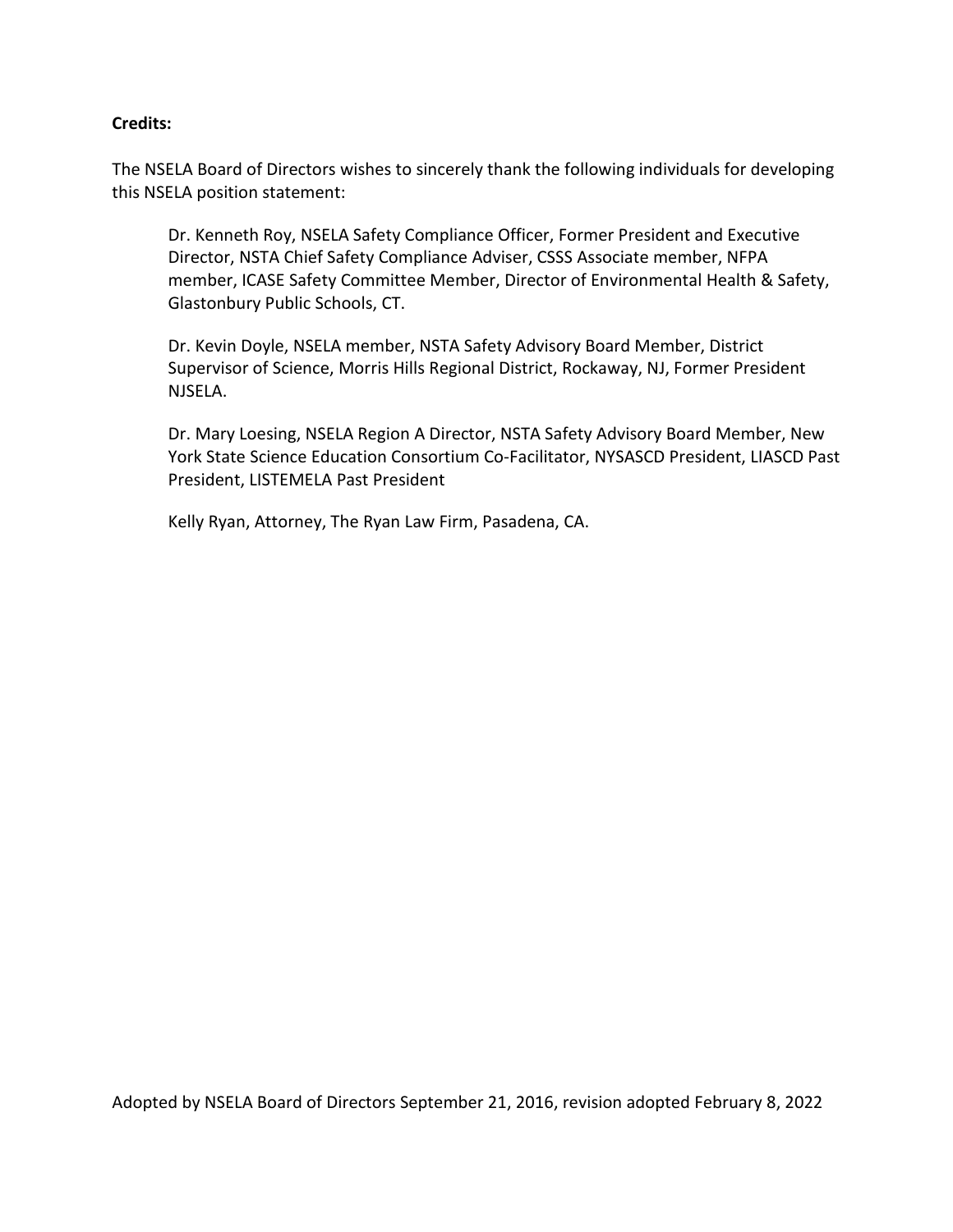**Credits:**

The NSELA Board of Directors wishes to sincerely thank the following individuals for developing this NSELA position statement:

Dr. Kenneth Roy, NSELA Safety Compliance Officer, Former President and Executive Director, NSTA Chief Safety Compliance Adviser, CSSS Associate member, NFPA member, ICASE Safety Committee Member, Director of Environmental Health & Safety, Glastonbury Public Schools, CT.

Dr. Kevin Doyle, NSELA member, NSTA Safety Advisory Board Member, District Supervisor of Science, Morris Hills Regional District, Rockaway, NJ, Former President NJSELA.

Dr. Mary Loesing, NSELA Region A Director, NSTA Safety Advisory Board Member, New York State Science Education Consortium Co-Facilitator, NYSASCD President, LIASCD Past President, LISTEMELA Past President

Kelly Ryan, Attorney, The Ryan Law Firm, Pasadena, CA.

Adopted by NSELA Board of Directors September 21, 2016, revision adopted February 8, 2022